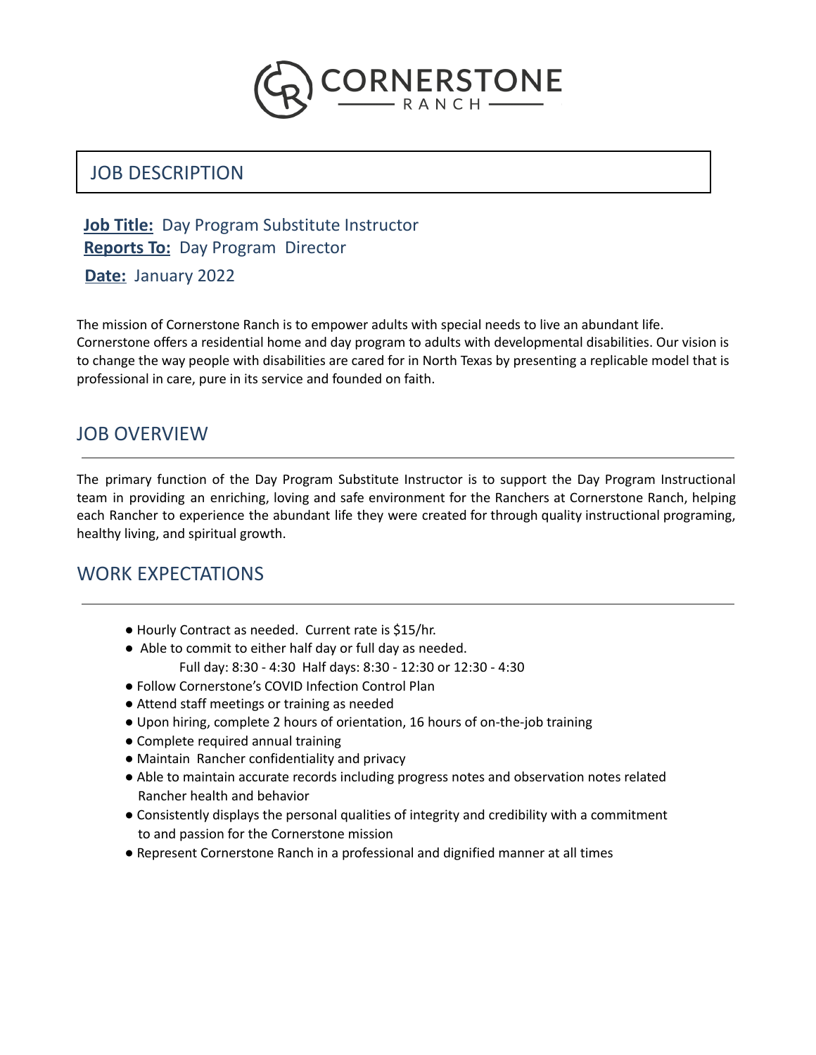# CORNERSTONE RANCH

## JOB DESCRIPTION

**Job Title:** Day Program Substitute Instructor
**Reports To:** Day Program Director
**Date:** January 2022

The mission of Cornerstone Ranch is to empower adults with special needs to live an abundant life. Cornerstone offers a residential home and day program to adults with developmental disabilities. Our vision is to change the way people with disabilities are cared for in North Texas by presenting a replicable model that is professional in care, pure in its service and founded on faith.

## JOB OVERVIEW

The primary function of the Day Program Substitute Instructor is to support the Day Program Instructional team in providing an enriching, loving and safe environment for the Ranchers at Cornerstone Ranch, helping each Rancher to experience the abundant life they were created for through quality instructional programing, healthy living, and spiritual growth.

## WORK EXPECTATIONS

- Hourly Contract as needed. Current rate is $15/hr.
- Able to commit to either half day or full day as needed.
  Full day: 8:30 - 4:30 Half days: 8:30 - 12:30 or 12:30 - 4:30
- Follow Cornerstone's COVID Infection Control Plan
- Attend staff meetings or training as needed
- Upon hiring, complete 2 hours of orientation, 16 hours of on-the-job training
- Complete required annual training
- Maintain Rancher confidentiality and privacy
- Able to maintain accurate records including progress notes and observation notes related Rancher health and behavior
- Consistently displays the personal qualities of integrity and credibility with a commitment to and passion for the Cornerstone mission
- Represent Cornerstone Ranch in a professional and dignified manner at all times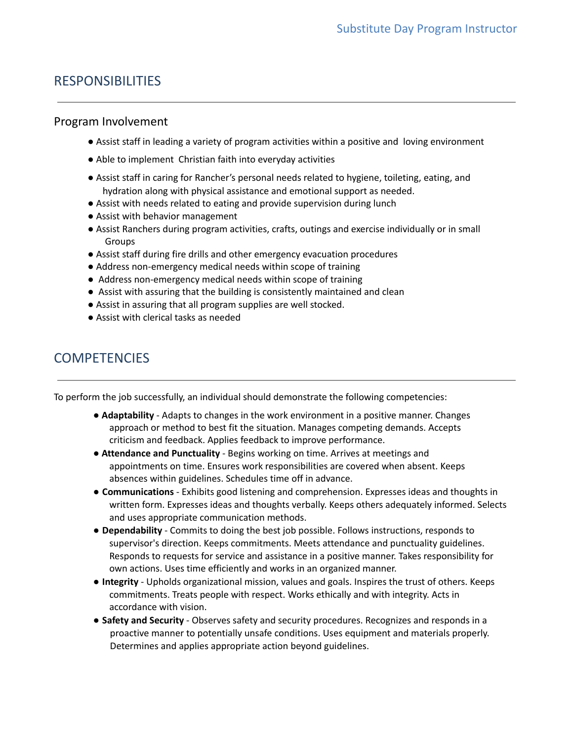## RESPONSIBILITIES

### Program Involvement

- Assist staff in leading a variety of program activities within a positive and loving environment
- Able to implement Christian faith into everyday activities
- Assist staff in caring for Rancher's personal needs related to hygiene, toileting, eating, and hydration along with physical assistance and emotional support as needed.
- Assist with needs related to eating and provide supervision during lunch
- Assist with behavior management
- Assist Ranchers during program activities, crafts, outings and exercise individually or in small Groups
- Assist staff during fire drills and other emergency evacuation procedures
- Address non-emergency medical needs within scope of training
- Address non-emergency medical needs within scope of training
- Assist with assuring that the building is consistently maintained and clean
- Assist in assuring that all program supplies are well stocked.
- Assist with clerical tasks as needed

## COMPETENCIES

To perform the job successfully, an individual should demonstrate the following competencies:

- **Adaptability** - Adapts to changes in the work environment in a positive manner. Changes approach or method to best fit the situation. Manages competing demands. Accepts criticism and feedback. Applies feedback to improve performance.
- **Attendance and Punctuality** - Begins working on time. Arrives at meetings and appointments on time. Ensures work responsibilities are covered when absent. Keeps absences within guidelines. Schedules time off in advance.
- **Communications** - Exhibits good listening and comprehension. Expresses ideas and thoughts in written form. Expresses ideas and thoughts verbally. Keeps others adequately informed. Selects and uses appropriate communication methods.
- **Dependability** - Commits to doing the best job possible. Follows instructions, responds to supervisor's direction. Keeps commitments. Meets attendance and punctuality guidelines. Responds to requests for service and assistance in a positive manner. Takes responsibility for own actions. Uses time efficiently and works in an organized manner.
- **Integrity** - Upholds organizational mission, values and goals. Inspires the trust of others. Keeps commitments. Treats people with respect. Works ethically and with integrity. Acts in accordance with vision.
- **Safety and Security** - Observes safety and security procedures. Recognizes and responds in a proactive manner to potentially unsafe conditions. Uses equipment and materials properly. Determines and applies appropriate action beyond guidelines.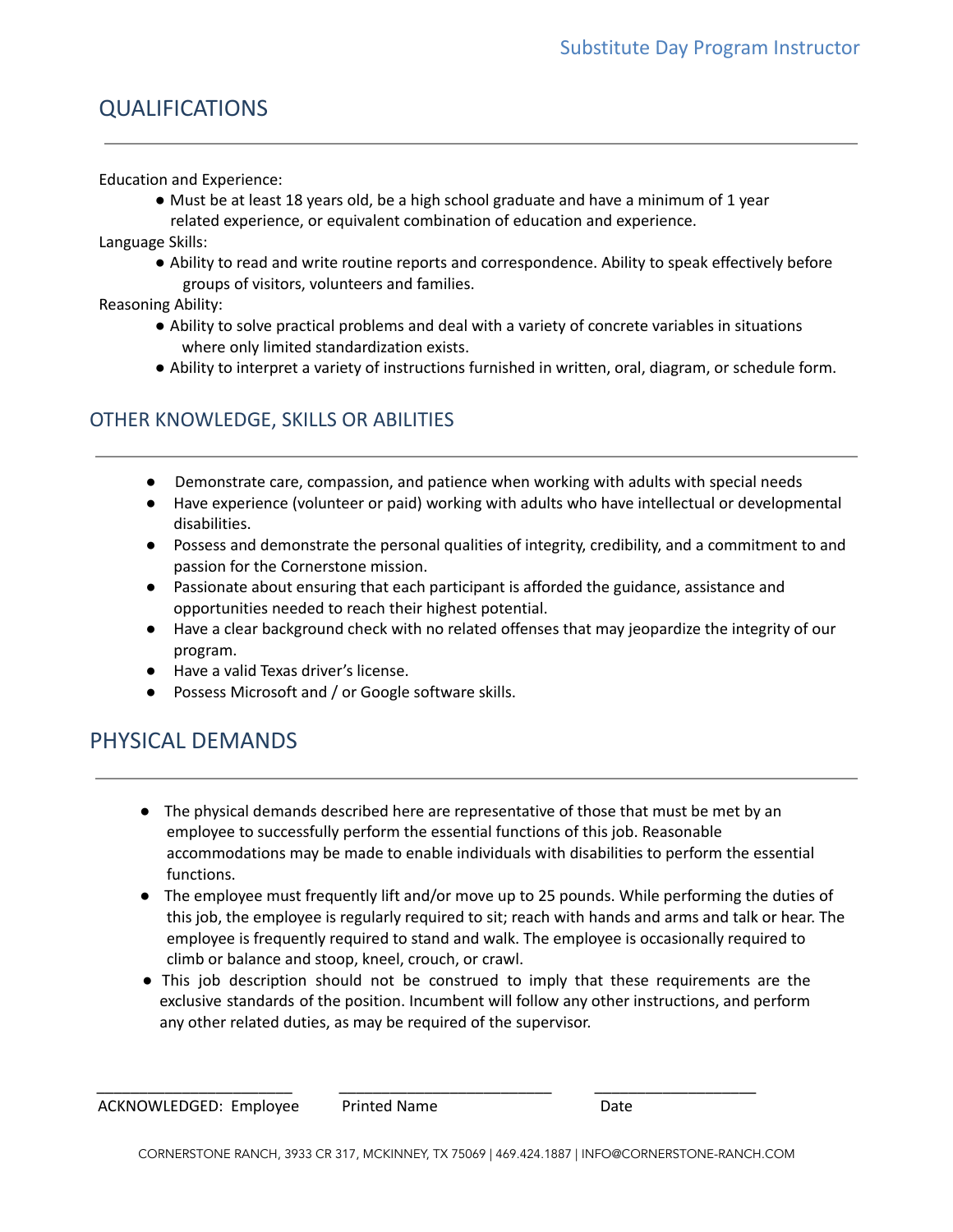## QUALIFICATIONS

Education and Experience:

- Must be at least 18 years old, be a high school graduate and have a minimum of 1 year related experience, or equivalent combination of education and experience.

Language Skills:

- Ability to read and write routine reports and correspondence. Ability to speak effectively before groups of visitors, volunteers and families.

Reasoning Ability:

- Ability to solve practical problems and deal with a variety of concrete variables in situations where only limited standardization exists.
- Ability to interpret a variety of instructions furnished in written, oral, diagram, or schedule form.

## OTHER KNOWLEDGE, SKILLS OR ABILITIES

- Demonstrate care, compassion, and patience when working with adults with special needs
- Have experience (volunteer or paid) working with adults who have intellectual or developmental disabilities.
- Possess and demonstrate the personal qualities of integrity, credibility, and a commitment to and passion for the Cornerstone mission.
- Passionate about ensuring that each participant is afforded the guidance, assistance and opportunities needed to reach their highest potential.
- Have a clear background check with no related offenses that may jeopardize the integrity of our program.
- Have a valid Texas driver's license.
- Possess Microsoft and / or Google software skills.

## PHYSICAL DEMANDS

- The physical demands described here are representative of those that must be met by an employee to successfully perform the essential functions of this job. Reasonable accommodations may be made to enable individuals with disabilities to perform the essential functions.
- The employee must frequently lift and/or move up to 25 pounds. While performing the duties of this job, the employee is regularly required to sit; reach with hands and arms and talk or hear. The employee is frequently required to stand and walk. The employee is occasionally required to climb or balance and stoop, kneel, crouch, or crawl.
- This job description should not be construed to imply that these requirements are the exclusive standards of the position. Incumbent will follow any other instructions, and perform any other related duties, as may be required of the supervisor.

______________________ ________________________ __________________

ACKNOWLEDGED: Employee Printed Name Date